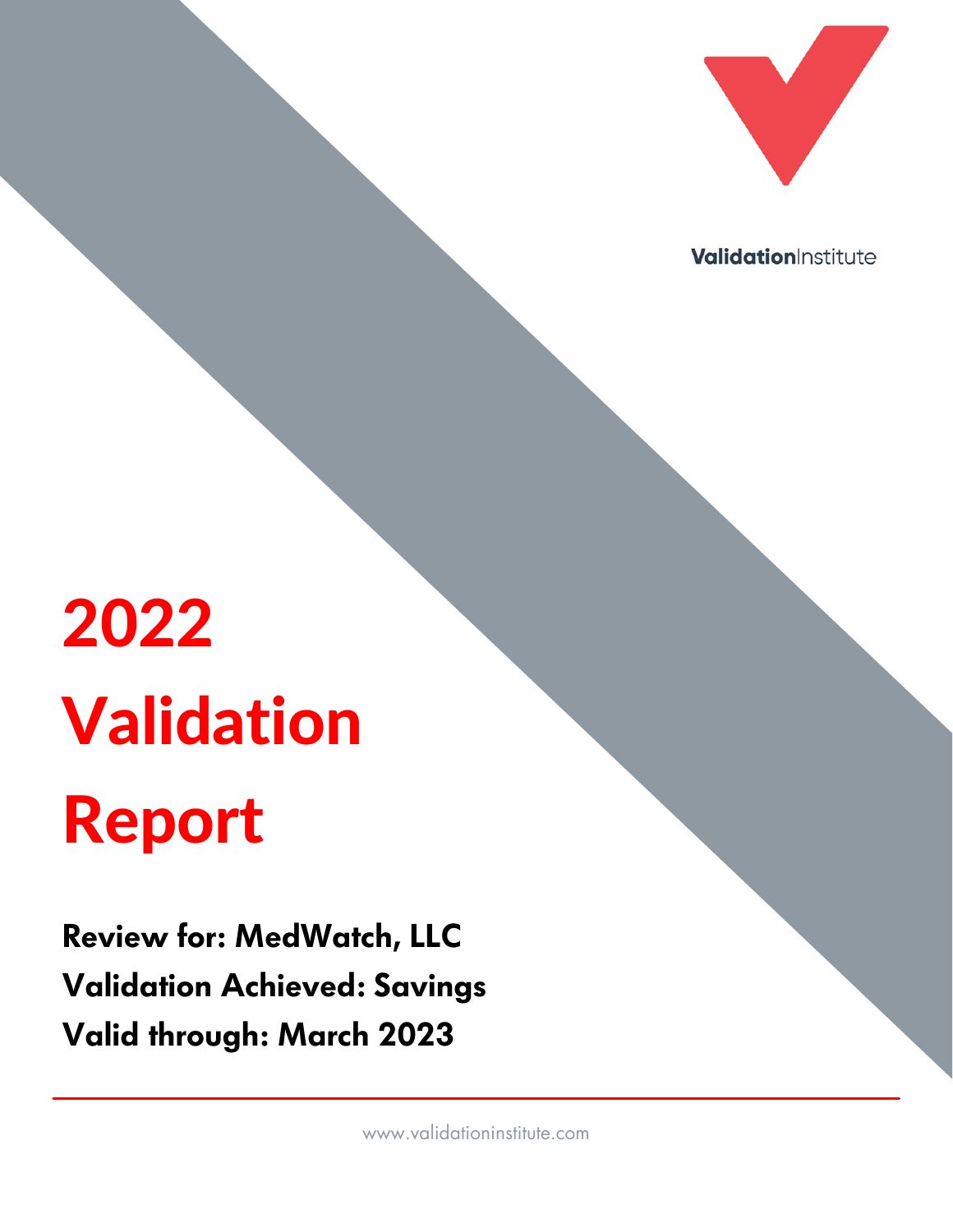ValidationInstitute

# 2022 Validation Report

**Review for: MedWatch, LLC**
**Validation Achieved: Savings**
**Valid through: March 2023**

www.validationinstitute.com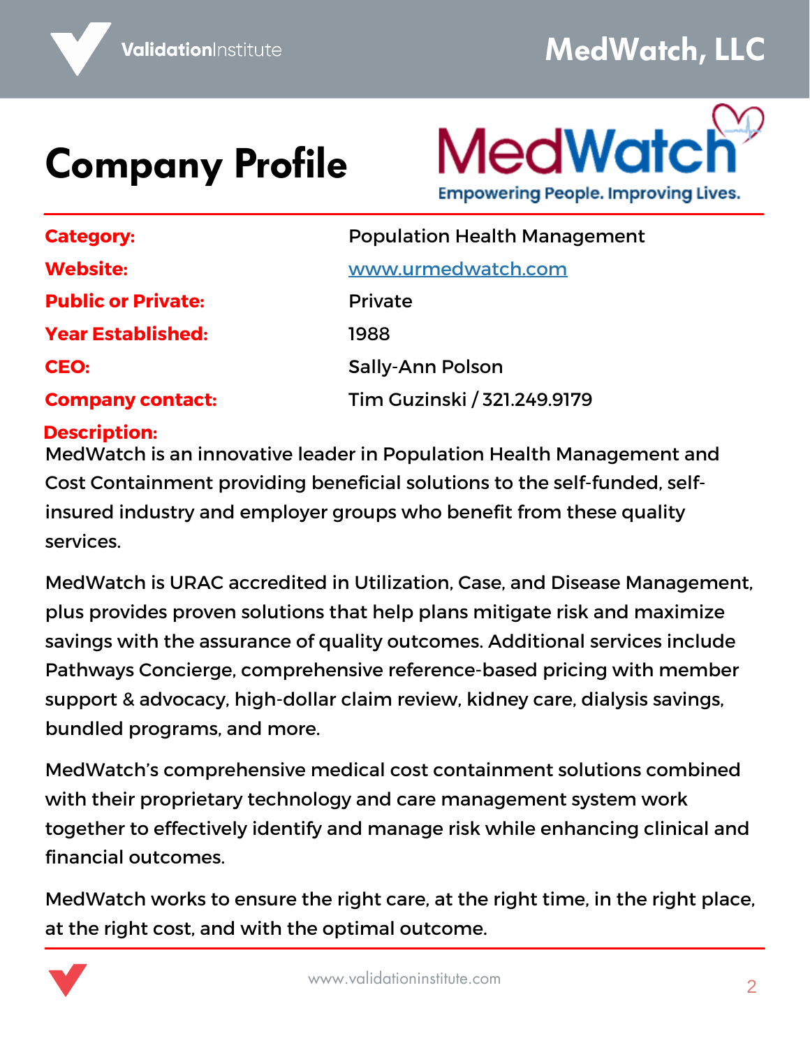# MedWatch, LLC

# Company Profile

MedWatch
Empowering People. Improving Lives.

| | |
|---|---|
| **Category:** | Population Health Management |
| **Website:** | www.urmedwatch.com |
| **Public or Private:** | Private |
| **Year Established:** | 1988 |
| **CEO:** | Sally-Ann Polson |
| **Company contact:** | Tim Guzinski / 321.249.9179 |

**Description:**

MedWatch is an innovative leader in Population Health Management and Cost Containment providing beneficial solutions to the self-funded, self-insured industry and employer groups who benefit from these quality services.

MedWatch is URAC accredited in Utilization, Case, and Disease Management, plus provides proven solutions that help plans mitigate risk and maximize savings with the assurance of quality outcomes. Additional services include Pathways Concierge, comprehensive reference-based pricing with member support & advocacy, high-dollar claim review, kidney care, dialysis savings, bundled programs, and more.

MedWatch's comprehensive medical cost containment solutions combined with their proprietary technology and care management system work together to effectively identify and manage risk while enhancing clinical and financial outcomes.

MedWatch works to ensure the right care, at the right time, in the right place, at the right cost, and with the optimal outcome.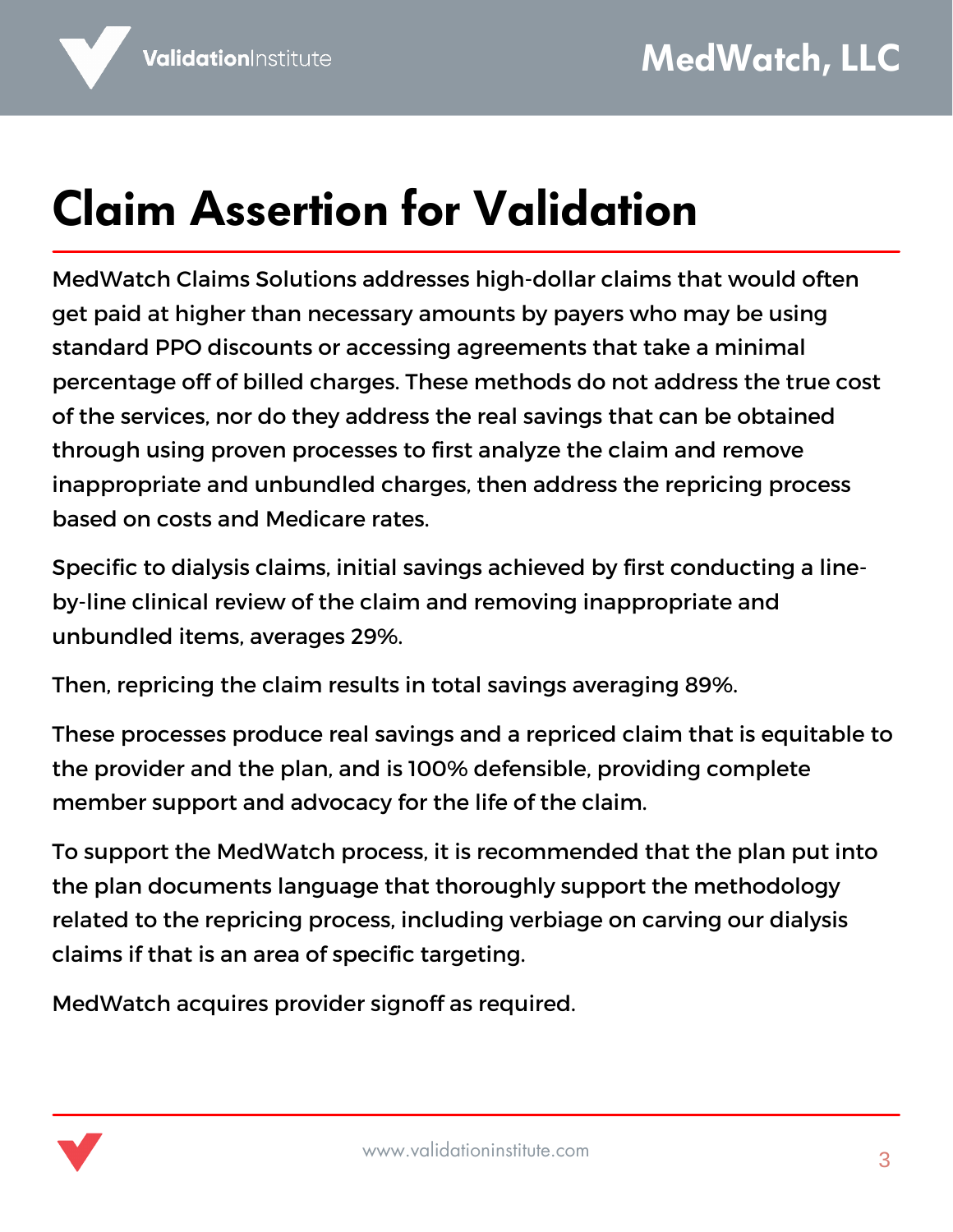# Claim Assertion for Validation

MedWatch Claims Solutions addresses high-dollar claims that would often get paid at higher than necessary amounts by payers who may be using standard PPO discounts or accessing agreements that take a minimal percentage off of billed charges. These methods do not address the true cost of the services, nor do they address the real savings that can be obtained through using proven processes to first analyze the claim and remove inappropriate and unbundled charges, then address the repricing process based on costs and Medicare rates.

Specific to dialysis claims, initial savings achieved by first conducting a line-by-line clinical review of the claim and removing inappropriate and unbundled items, averages 29%.

Then, repricing the claim results in total savings averaging 89%.

These processes produce real savings and a repriced claim that is equitable to the provider and the plan, and is 100% defensible, providing complete member support and advocacy for the life of the claim.

To support the MedWatch process, it is recommended that the plan put into the plan documents language that thoroughly support the methodology related to the repricing process, including verbiage on carving our dialysis claims if that is an area of specific targeting.

MedWatch acquires provider signoff as required.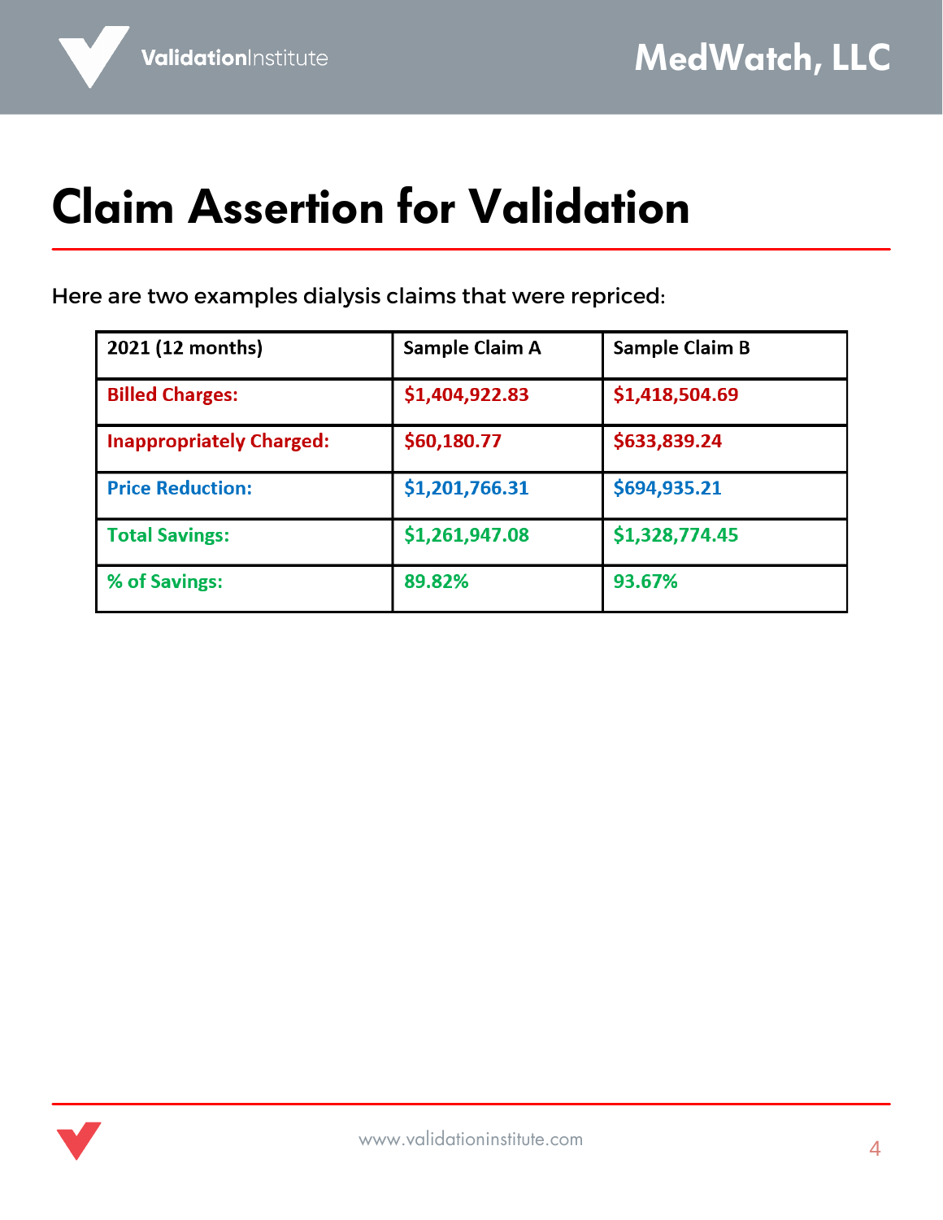# Claim Assertion for Validation

Here are two examples dialysis claims that were repriced:

| 2021 (12 months) | Sample Claim A | Sample Claim B |
| --- | --- | --- |
| **Billed Charges:** | **$1,404,922.83** | **$1,418,504.69** |
| **Inappropriately Charged:** | **$60,180.77** | **$633,839.24** |
| **Price Reduction:** | **$1,201,766.31** | **$694,935.21** |
| **Total Savings:** | **$1,261,947.08** | **$1,328,774.45** |
| **% of Savings:** | **89.82%** | **93.67%** |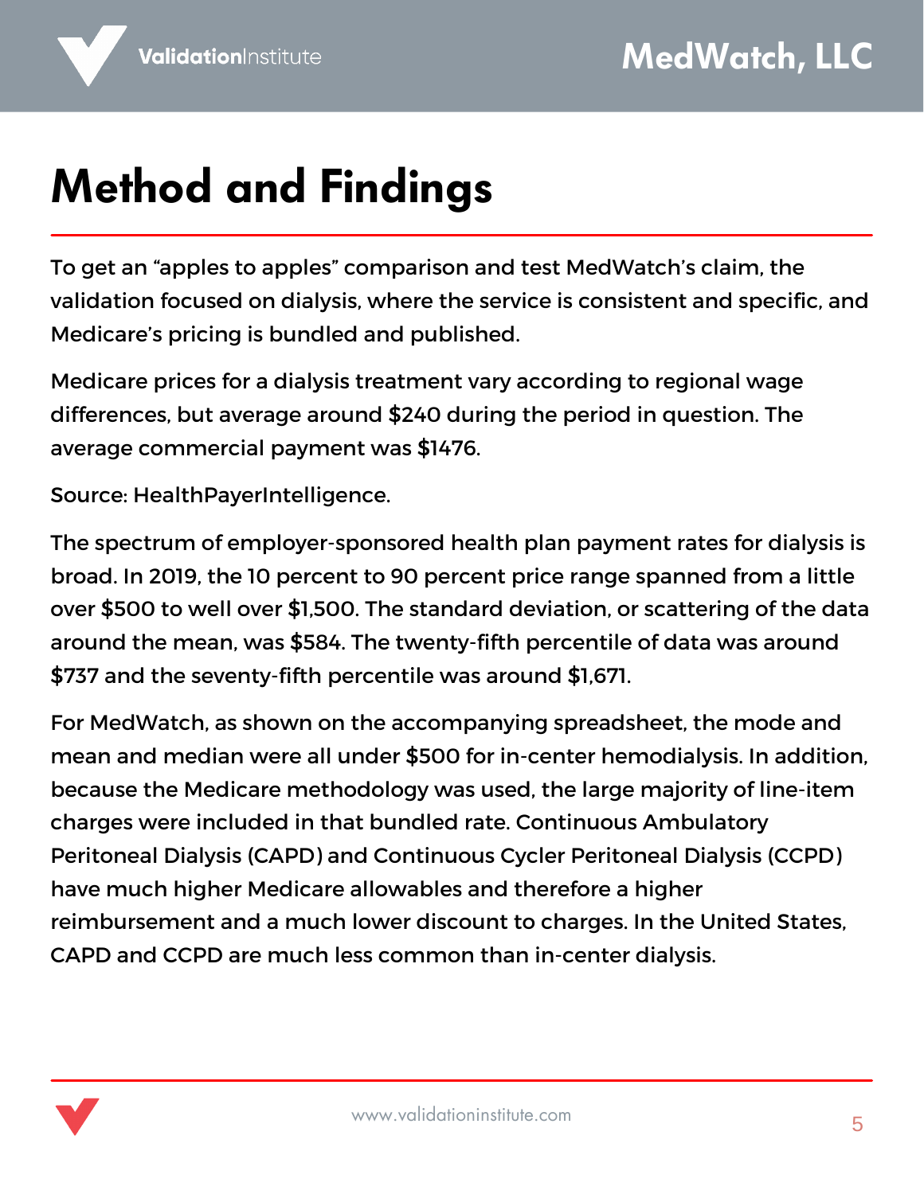# Method and Findings

To get an “apples to apples” comparison and test MedWatch’s claim, the validation focused on dialysis, where the service is consistent and specific, and Medicare’s pricing is bundled and published.

Medicare prices for a dialysis treatment vary according to regional wage differences, but average around $240 during the period in question. The average commercial payment was $1476.

Source: HealthPayerIntelligence.

The spectrum of employer-sponsored health plan payment rates for dialysis is broad. In 2019, the 10 percent to 90 percent price range spanned from a little over $500 to well over $1,500. The standard deviation, or scattering of the data around the mean, was $584. The twenty-fifth percentile of data was around $737 and the seventy-fifth percentile was around $1,671.

For MedWatch, as shown on the accompanying spreadsheet, the mode and mean and median were all under $500 for in-center hemodialysis. In addition, because the Medicare methodology was used, the large majority of line-item charges were included in that bundled rate. Continuous Ambulatory Peritoneal Dialysis (CAPD) and Continuous Cycler Peritoneal Dialysis (CCPD) have much higher Medicare allowables and therefore a higher reimbursement and a much lower discount to charges. In the United States, CAPD and CCPD are much less common than in-center dialysis.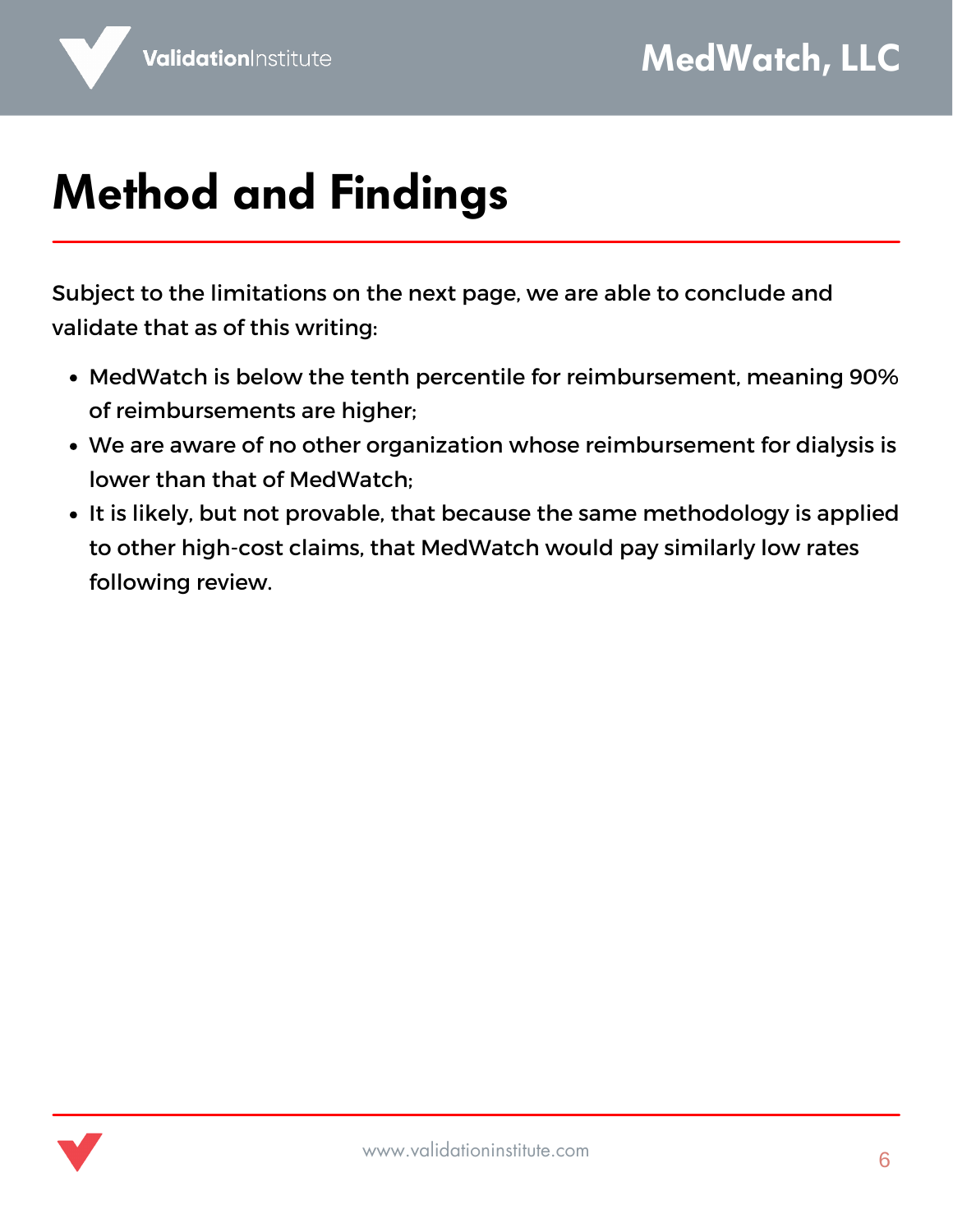# Method and Findings

Subject to the limitations on the next page, we are able to conclude and validate that as of this writing:

- MedWatch is below the tenth percentile for reimbursement, meaning 90% of reimbursements are higher;
- We are aware of no other organization whose reimbursement for dialysis is lower than that of MedWatch;
- It is likely, but not provable, that because the same methodology is applied to other high-cost claims, that MedWatch would pay similarly low rates following review.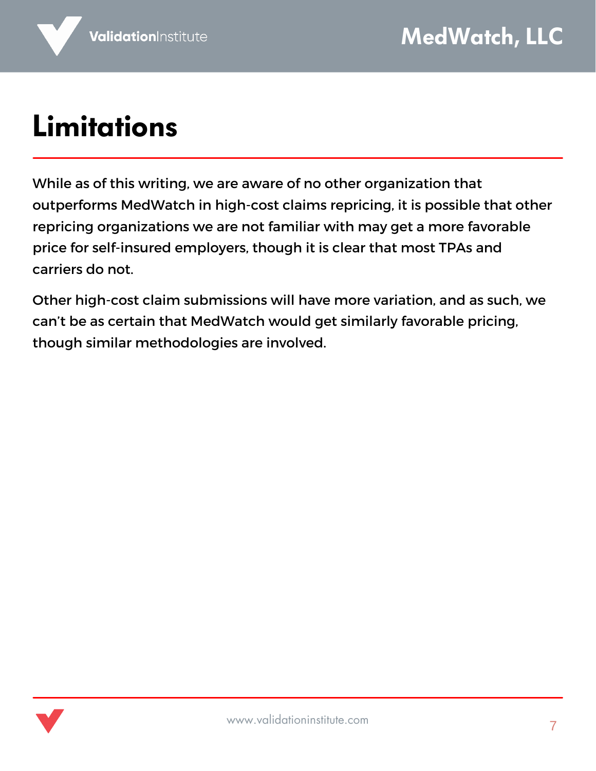# Limitations

While as of this writing, we are aware of no other organization that outperforms MedWatch in high-cost claims repricing, it is possible that other repricing organizations we are not familiar with may get a more favorable price for self-insured employers, though it is clear that most TPAs and carriers do not.

Other high-cost claim submissions will have more variation, and as such, we can't be as certain that MedWatch would get similarly favorable pricing, though similar methodologies are involved.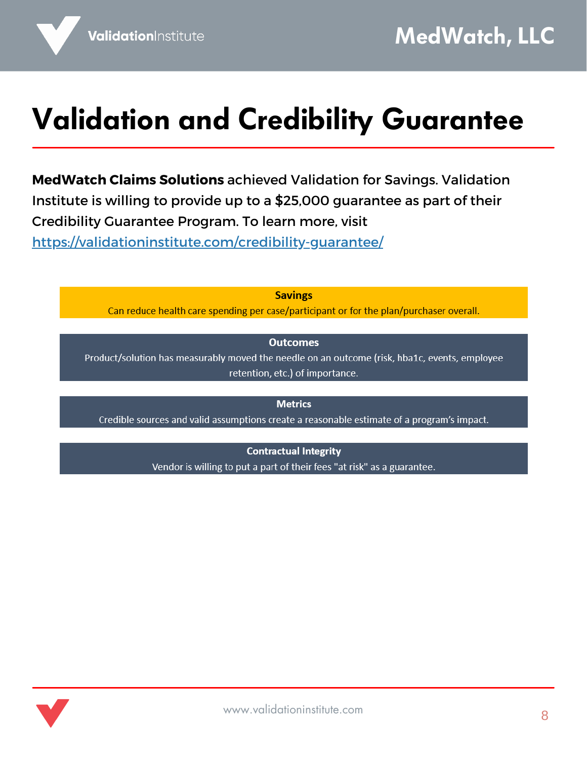# Validation and Credibility Guarantee

**MedWatch Claims Solutions** achieved Validation for Savings. Validation Institute is willing to provide up to a $25,000 guarantee as part of their Credibility Guarantee Program. To learn more, visit https://validationinstitute.com/credibility-guarantee/

**Savings**
Can reduce health care spending per case/participant or for the plan/purchaser overall.

**Outcomes**
Product/solution has measurably moved the needle on an outcome (risk, hba1c, events, employee retention, etc.) of importance.

**Metrics**
Credible sources and valid assumptions create a reasonable estimate of a program's impact.

**Contractual Integrity**
Vendor is willing to put a part of their fees "at risk" as a guarantee.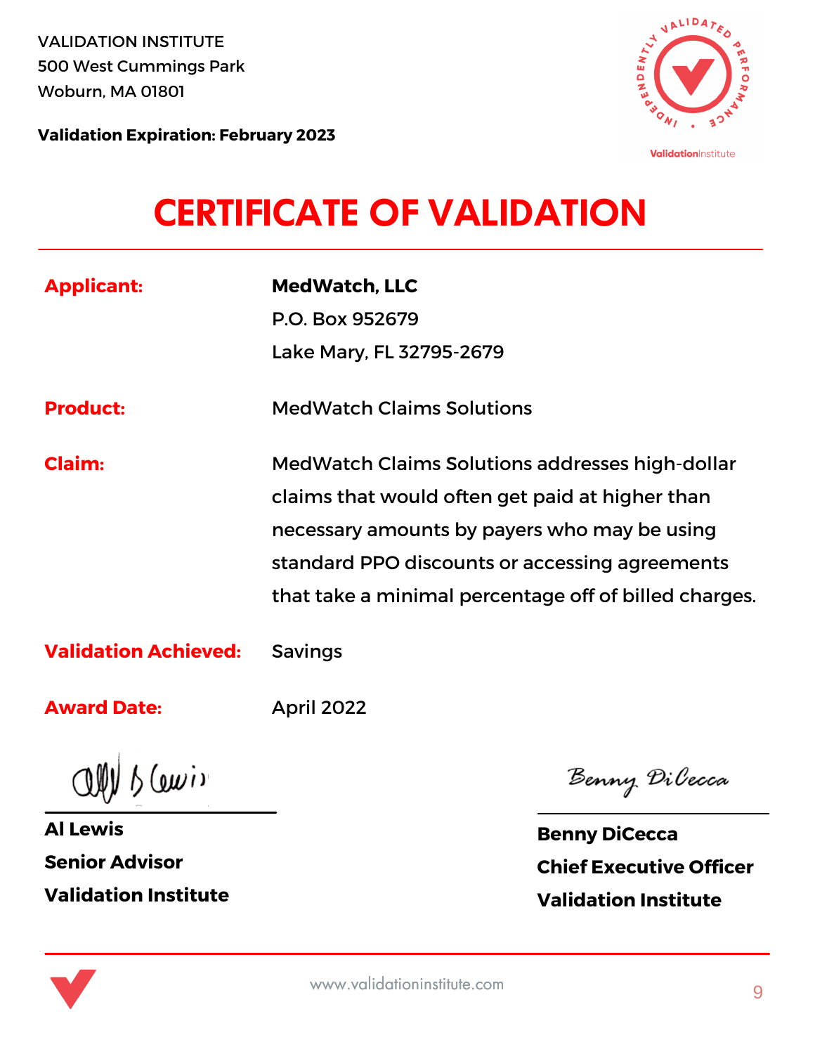VALIDATION INSTITUTE
500 West Cummings Park
Woburn, MA 01801

**Validation Expiration: February 2023**

# CERTIFICATE OF VALIDATION

**Applicant:** **MedWatch, LLC**
P.O. Box 952679
Lake Mary, FL 32795-2679

**Product:** MedWatch Claims Solutions

**Claim:** MedWatch Claims Solutions addresses high-dollar claims that would often get paid at higher than necessary amounts by payers who may be using standard PPO discounts or accessing agreements that take a minimal percentage off of billed charges.

**Validation Achieved:** Savings

**Award Date:** April 2022

**Al Lewis**
**Senior Advisor**
**Validation Institute**

**Benny DiCecca**
**Chief Executive Officer**
**Validation Institute**

www.validationinstitute.com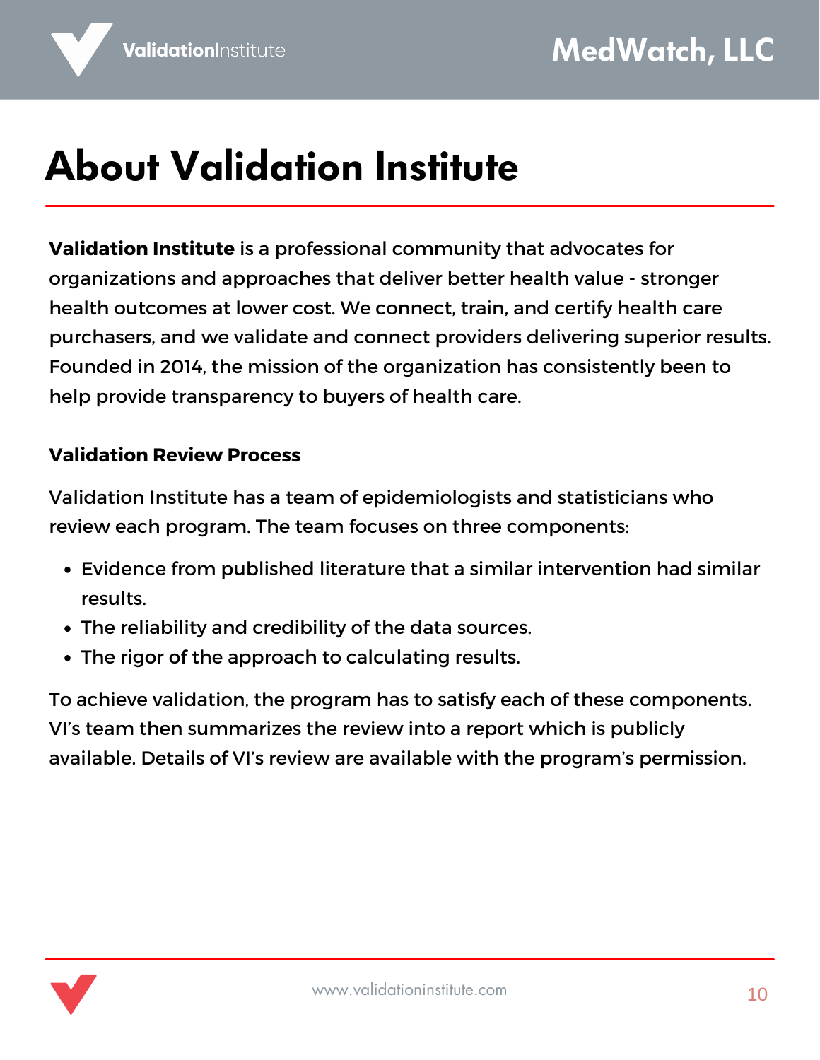# About Validation Institute

**Validation Institute** is a professional community that advocates for organizations and approaches that deliver better health value - stronger health outcomes at lower cost. We connect, train, and certify health care purchasers, and we validate and connect providers delivering superior results. Founded in 2014, the mission of the organization has consistently been to help provide transparency to buyers of health care.

**Validation Review Process**

Validation Institute has a team of epidemiologists and statisticians who review each program. The team focuses on three components:

- Evidence from published literature that a similar intervention had similar results.
- The reliability and credibility of the data sources.
- The rigor of the approach to calculating results.

To achieve validation, the program has to satisfy each of these components. VI's team then summarizes the review into a report which is publicly available. Details of VI's review are available with the program's permission.